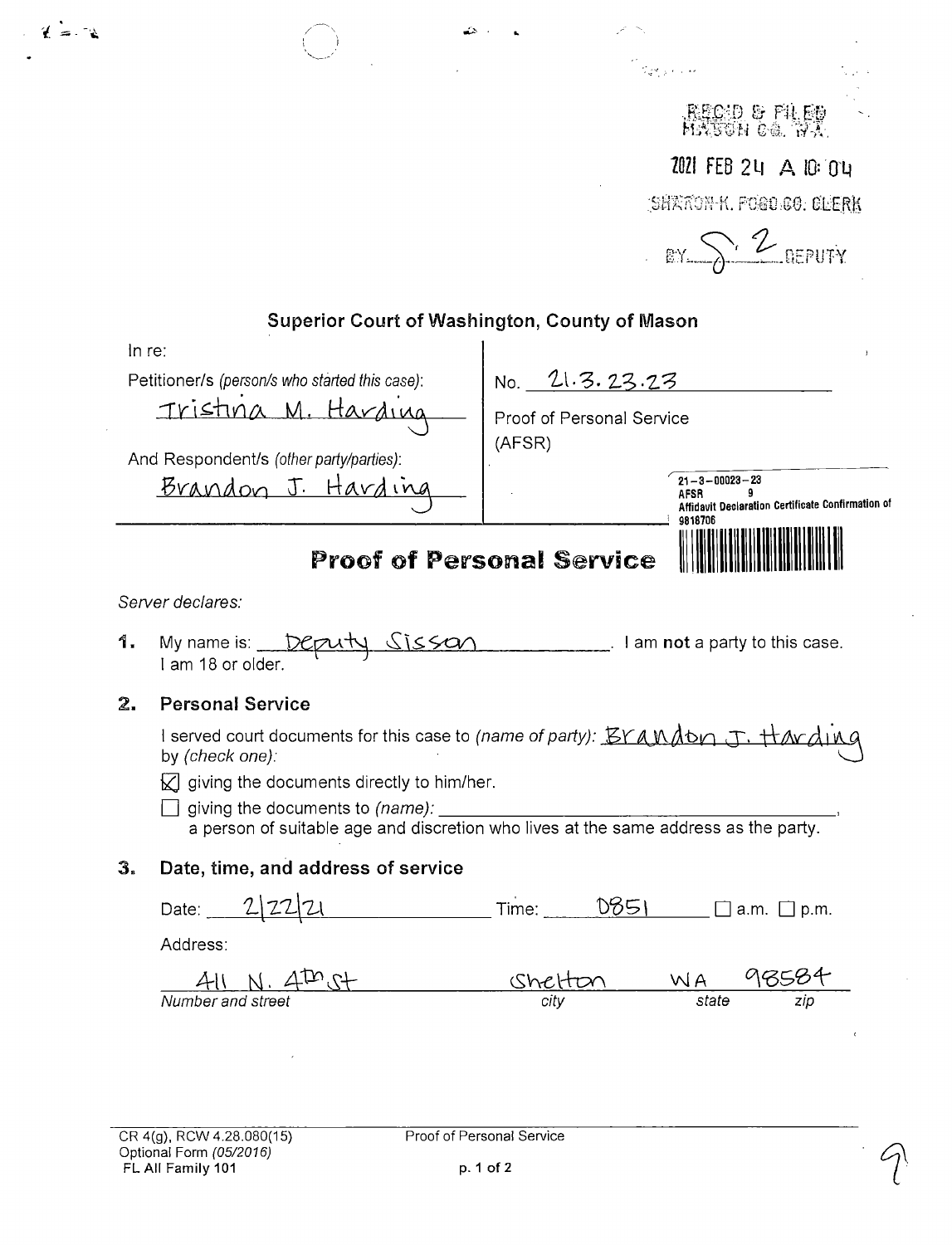REC'D & FILED
MASON CO. WA.

2021 FEB 24 A 10:04

SHARON K. FOGO CO. CLERK

BY S. Z DEPUTY

## Superior Court of Washington, County of Mason

| In re: | |
|---|---|
| Petitioner/s *(person/s who started this case)*: Tristina M. Harding | No. 21.3.23.23 |
| And Respondent/s *(other party/parties)*: Brandon J. Harding | Proof of Personal Service (AFSR) |

21-3-00023-23
AFSR 9
Affidavit Declaration Certificate Confirmation of
9818706

# Proof of Personal Service

*Server declares:*

**1.** My name is: Deputy Sisson. I am **not** a party to this case. I am 18 or older.

**2. Personal Service**

I served court documents for this case to *(name of party)*: Brandon J. Harding by *(check one)*:

☒ giving the documents directly to him/her.

☐ giving the documents to *(name)*: \_\_\_\_\_\_\_\_\_\_\_\_\_\_\_\_, a person of suitable age and discretion who lives at the same address as the party.

**3. Date, time, and address of service**

Date: 2/22/21 Time: 0851 ☐ a.m. ☐ p.m.

Address:

| 411 N. 4th St | Shelton | WA | 98584 |
|---|---|---|---|
| *Number and street* | *city* | *state* | *zip* |

CR 4(g), RCW 4.28.080(15)
Optional Form *(05/2016)*
FL All Family 101

Proof of Personal Service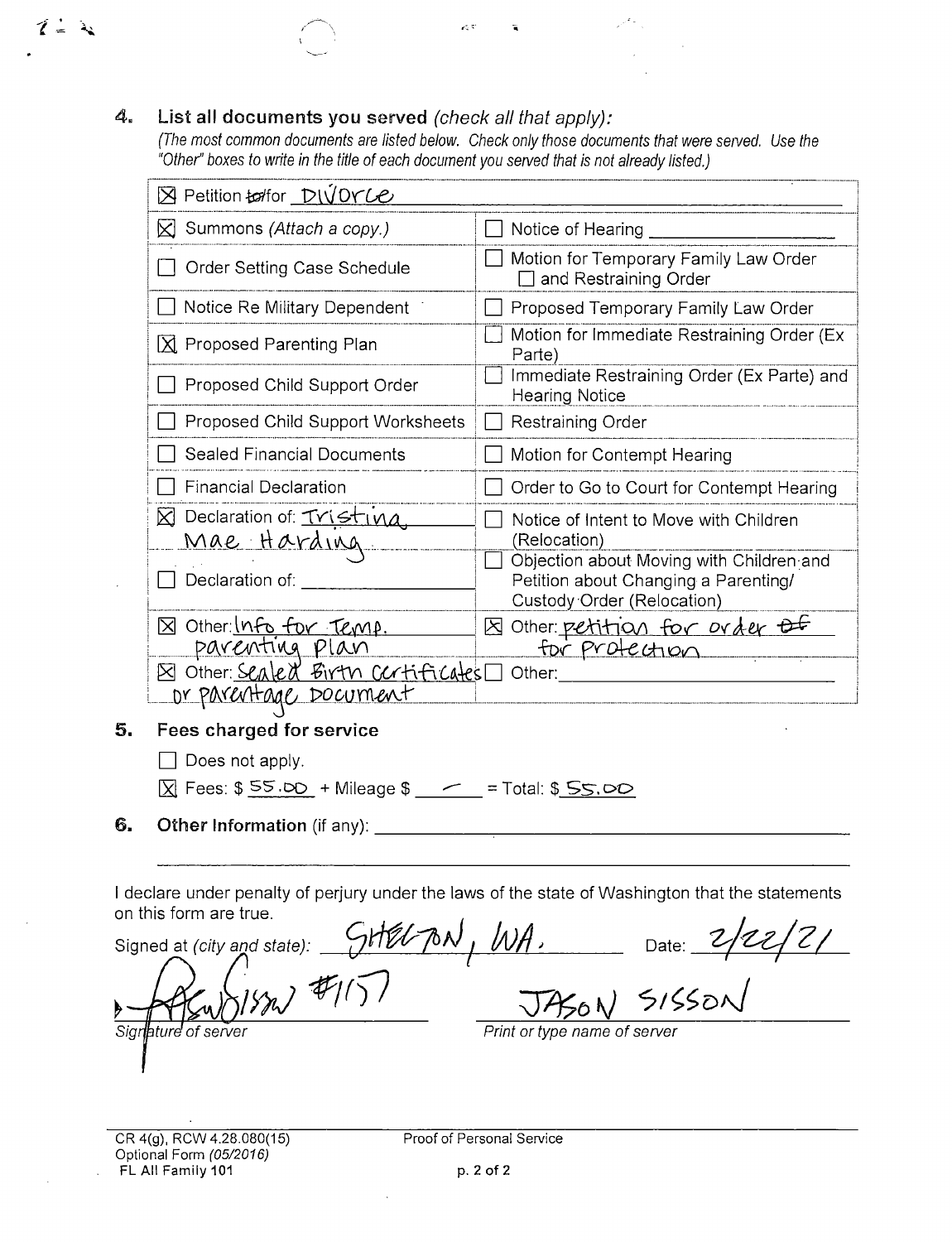## 4. List all documents you served *(check all that apply):*

*(The most common documents are listed below. Check only those documents that were served. Use the "Other" boxes to write in the title of each document you served that is not already listed.)*

| | |
|---|---|
| ☒ Petition ~~to~~/for Divorce | |
| ☒ Summons *(Attach a copy.)* | ☐ Notice of Hearing |
| ☐ Order Setting Case Schedule | ☐ Motion for Temporary Family Law Order ☐ and Restraining Order |
| ☐ Notice Re Military Dependent | ☐ Proposed Temporary Family Law Order |
| ☒ Proposed Parenting Plan | ☐ Motion for Immediate Restraining Order (Ex Parte) |
| ☐ Proposed Child Support Order | ☐ Immediate Restraining Order (Ex Parte) and Hearing Notice |
| ☐ Proposed Child Support Worksheets | ☐ Restraining Order |
| ☐ Sealed Financial Documents | ☐ Motion for Contempt Hearing |
| ☐ Financial Declaration | ☐ Order to Go to Court for Contempt Hearing |
| ☒ Declaration of: Tristina Mae Harding | ☐ Notice of Intent to Move with Children (Relocation) |
| ☐ Declaration of: | ☐ Objection about Moving with Children and Petition about Changing a Parenting/ Custody Order (Relocation) |
| ☒ Other: Info for Temp. parenting plan | ☒ Other: petition for order ~~of~~ for protection |
| ☒ Other: Sealed Birth certificates or parentage document | ☐ Other: |

## 5. Fees charged for service

☐ Does not apply.

☒ Fees: $ 55.00 + Mileage $ — = Total: $ 55.00

## 6. Other Information (if any):

I declare under penalty of perjury under the laws of the state of Washington that the statements on this form are true.

Signed at *(city and state)*: Shelton, WA. Date: 2/22/21

[Signature] #1157 — *Signature of server*

JASON SISSON — *Print or type name of server*

CR 4(g), RCW 4.28.080(15)
Optional Form *(05/2016)*
**FL All Family 101**

Proof of Personal Service